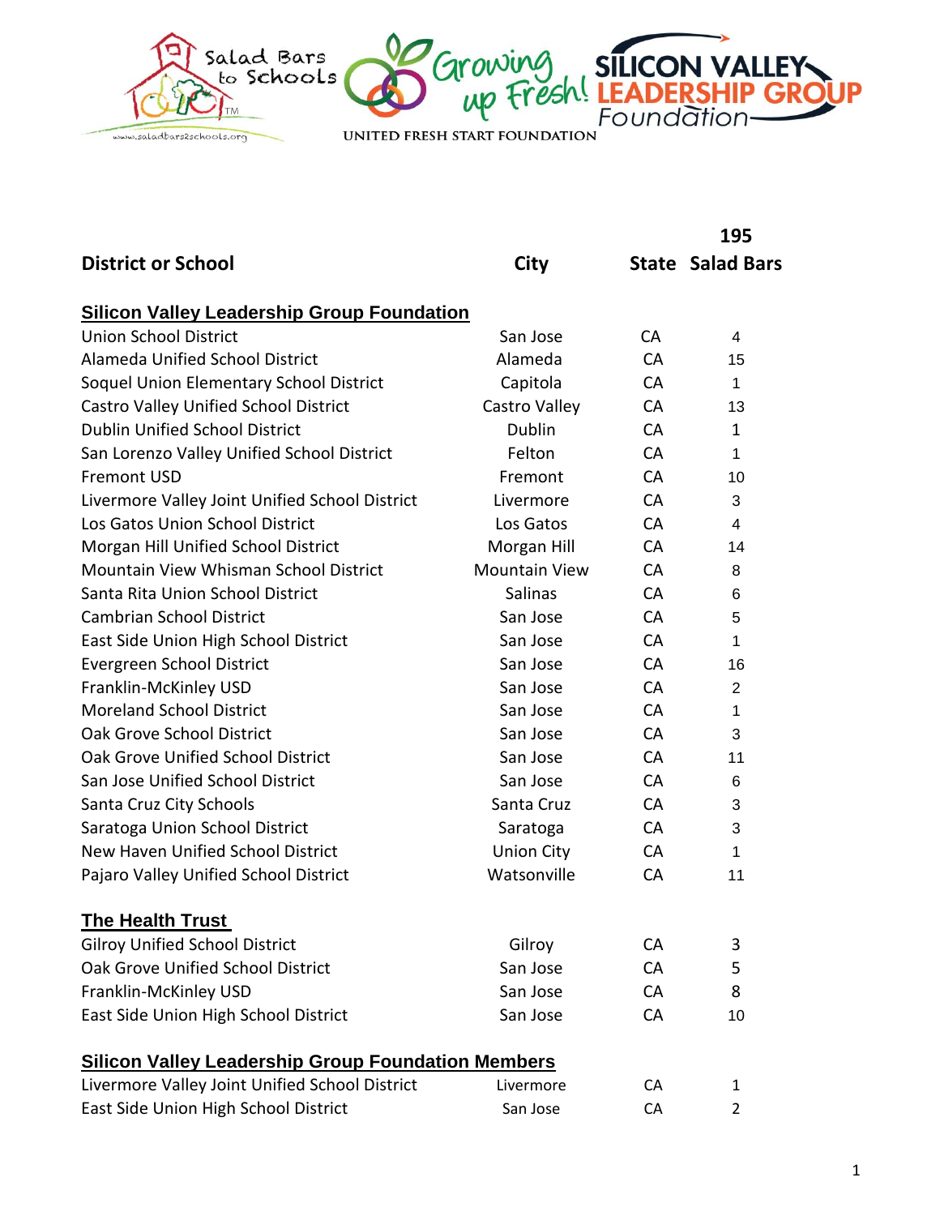Salad Bars to Schools · Growing up Fresh! · United Fresh Start Foundation · Silicon Valley Leadership Group Foundation

| District or School | City | State | 195 Salad Bars |
|---|---|---|---|
| **Silicon Valley Leadership Group Foundation** | | | |
| Union School District | San Jose | CA | 4 |
| Alameda Unified School District | Alameda | CA | 15 |
| Soquel Union Elementary School District | Capitola | CA | 1 |
| Castro Valley Unified School District | Castro Valley | CA | 13 |
| Dublin Unified School District | Dublin | CA | 1 |
| San Lorenzo Valley Unified School District | Felton | CA | 1 |
| Fremont USD | Fremont | CA | 10 |
| Livermore Valley Joint Unified School District | Livermore | CA | 3 |
| Los Gatos Union School District | Los Gatos | CA | 4 |
| Morgan Hill Unified School District | Morgan Hill | CA | 14 |
| Mountain View Whisman School District | Mountain View | CA | 8 |
| Santa Rita Union School District | Salinas | CA | 6 |
| Cambrian School District | San Jose | CA | 5 |
| East Side Union High School District | San Jose | CA | 1 |
| Evergreen School District | San Jose | CA | 16 |
| Franklin-McKinley USD | San Jose | CA | 2 |
| Moreland School District | San Jose | CA | 1 |
| Oak Grove School District | San Jose | CA | 3 |
| Oak Grove Unified School District | San Jose | CA | 11 |
| San Jose Unified School District | San Jose | CA | 6 |
| Santa Cruz City Schools | Santa Cruz | CA | 3 |
| Saratoga Union School District | Saratoga | CA | 3 |
| New Haven Unified School District | Union City | CA | 1 |
| Pajaro Valley Unified School District | Watsonville | CA | 11 |
| **The Health Trust** | | | |
| Gilroy Unified School District | Gilroy | CA | 3 |
| Oak Grove Unified School District | San Jose | CA | 5 |
| Franklin-McKinley USD | San Jose | CA | 8 |
| East Side Union High School District | San Jose | CA | 10 |
| **Silicon Valley Leadership Group Foundation Members** | | | |
| Livermore Valley Joint Unified School District | Livermore | CA | 1 |
| East Side Union High School District | San Jose | CA | 2 |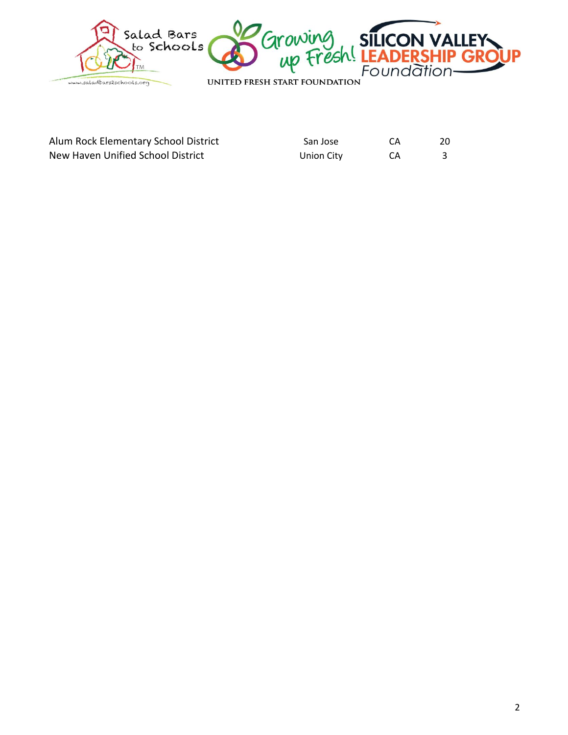| | | | |
|---|---|---|---|
| Alum Rock Elementary School District | San Jose | CA | 20 |
| New Haven Unified School District | Union City | CA | 3 |